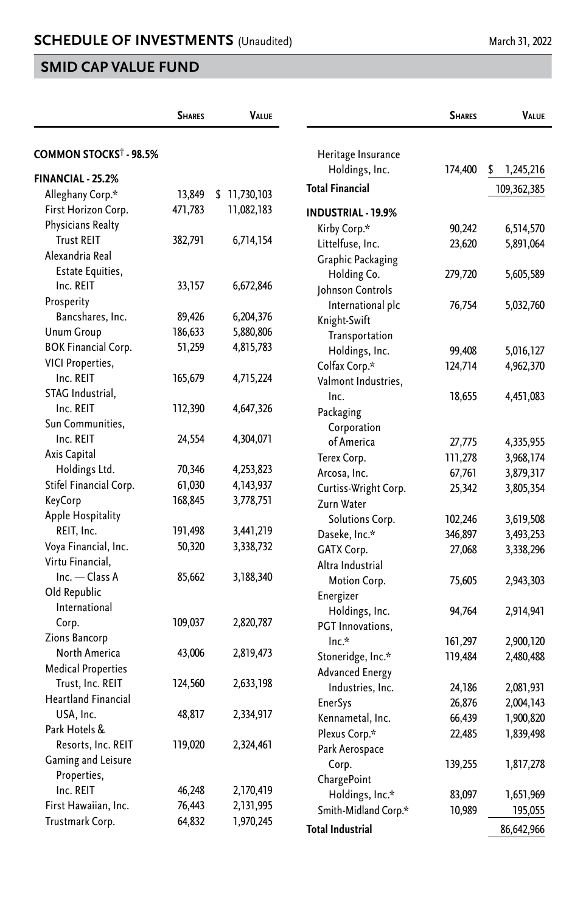## SCHEDULE OF INVESTMENTS (Unaudited)

March 31, 2022

## SMID CAP VALUE FUND

| | Shares | Value |
|---|---|---|
| **COMMON STOCKS† - 98.5%** | | |
| **FINANCIAL - 25.2%** | | |
| Alleghany Corp.* | 13,849 | $ 11,730,103 |
| First Horizon Corp. | 471,783 | 11,082,183 |
| Physicians Realty Trust REIT | 382,791 | 6,714,154 |
| Alexandria Real Estate Equities, Inc. REIT | 33,157 | 6,672,846 |
| Prosperity Bancshares, Inc. | 89,426 | 6,204,376 |
| Unum Group | 186,633 | 5,880,806 |
| BOK Financial Corp. | 51,259 | 4,815,783 |
| VICI Properties, Inc. REIT | 165,679 | 4,715,224 |
| STAG Industrial, Inc. REIT | 112,390 | 4,647,326 |
| Sun Communities, Inc. REIT | 24,554 | 4,304,071 |
| Axis Capital Holdings Ltd. | 70,346 | 4,253,823 |
| Stifel Financial Corp. | 61,030 | 4,143,937 |
| KeyCorp | 168,845 | 3,778,751 |
| Apple Hospitality REIT, Inc. | 191,498 | 3,441,219 |
| Voya Financial, Inc. | 50,320 | 3,338,732 |
| Virtu Financial, Inc. — Class A | 85,662 | 3,188,340 |
| Old Republic International Corp. | 109,037 | 2,820,787 |
| Zions Bancorp North America | 43,006 | 2,819,473 |
| Medical Properties Trust, Inc. REIT | 124,560 | 2,633,198 |
| Heartland Financial USA, Inc. | 48,817 | 2,334,917 |
| Park Hotels & Resorts, Inc. REIT | 119,020 | 2,324,461 |
| Gaming and Leisure Properties, Inc. REIT | 46,248 | 2,170,419 |
| First Hawaiian, Inc. | 76,443 | 2,131,995 |
| Trustmark Corp. | 64,832 | 1,970,245 |
| Heritage Insurance Holdings, Inc. | 174,400 | $ 1,245,216 |
| **Total Financial** | | 109,362,385 |
| **INDUSTRIAL - 19.9%** | | |
| Kirby Corp.* | 90,242 | 6,514,570 |
| Littelfuse, Inc. | 23,620 | 5,891,064 |
| Graphic Packaging Holding Co. | 279,720 | 5,605,589 |
| Johnson Controls International plc | 76,754 | 5,032,760 |
| Knight-Swift Transportation Holdings, Inc. | 99,408 | 5,016,127 |
| Colfax Corp.* | 124,714 | 4,962,370 |
| Valmont Industries, Inc. | 18,655 | 4,451,083 |
| Packaging Corporation of America | 27,775 | 4,335,955 |
| Terex Corp. | 111,278 | 3,968,174 |
| Arcosa, Inc. | 67,761 | 3,879,317 |
| Curtiss-Wright Corp. | 25,342 | 3,805,354 |
| Zurn Water Solutions Corp. | 102,246 | 3,619,508 |
| Daseke, Inc.* | 346,897 | 3,493,253 |
| GATX Corp. | 27,068 | 3,338,296 |
| Altra Industrial Motion Corp. | 75,605 | 2,943,303 |
| Energizer Holdings, Inc. | 94,764 | 2,914,941 |
| PGT Innovations, Inc.* | 161,297 | 2,900,120 |
| Stoneridge, Inc.* | 119,484 | 2,480,488 |
| Advanced Energy Industries, Inc. | 24,186 | 2,081,931 |
| EnerSys | 26,876 | 2,004,143 |
| Kennametal, Inc. | 66,439 | 1,900,820 |
| Plexus Corp.* | 22,485 | 1,839,498 |
| Park Aerospace Corp. | 139,255 | 1,817,278 |
| ChargePoint Holdings, Inc.* | 83,097 | 1,651,969 |
| Smith-Midland Corp.* | 10,989 | 195,055 |
| **Total Industrial** | | 86,642,966 |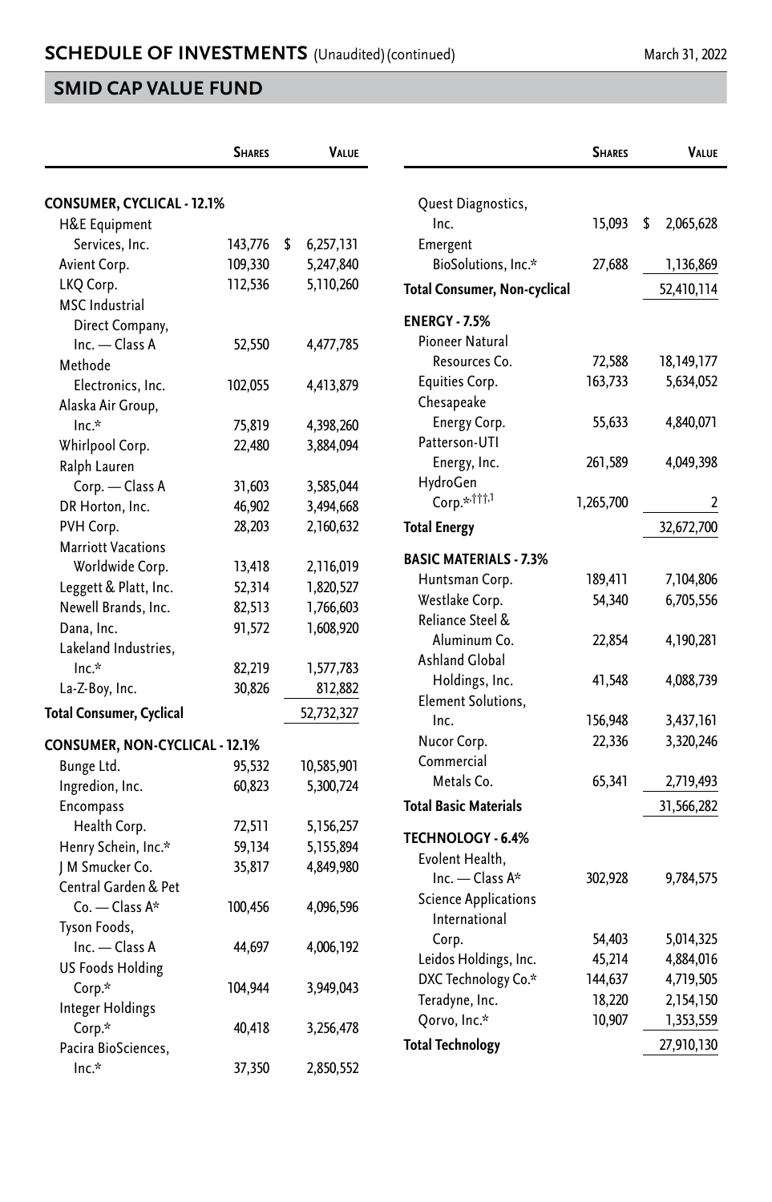## SCHEDULE OF INVESTMENTS (Unaudited) (continued)

March 31, 2022

## SMID CAP VALUE FUND

| | Shares | Value |
|---|---|---|
| **CONSUMER, CYCLICAL - 12.1%** | | |
| H&E Equipment Services, Inc. | 143,776 | $ 6,257,131 |
| Avient Corp. | 109,330 | 5,247,840 |
| LKQ Corp. | 112,536 | 5,110,260 |
| MSC Industrial Direct Company, Inc. — Class A | 52,550 | 4,477,785 |
| Methode Electronics, Inc. | 102,055 | 4,413,879 |
| Alaska Air Group, Inc.* | 75,819 | 4,398,260 |
| Whirlpool Corp. | 22,480 | 3,884,094 |
| Ralph Lauren Corp. — Class A | 31,603 | 3,585,044 |
| DR Horton, Inc. | 46,902 | 3,494,668 |
| PVH Corp. | 28,203 | 2,160,632 |
| Marriott Vacations Worldwide Corp. | 13,418 | 2,116,019 |
| Leggett & Platt, Inc. | 52,314 | 1,820,527 |
| Newell Brands, Inc. | 82,513 | 1,766,603 |
| Dana, Inc. | 91,572 | 1,608,920 |
| Lakeland Industries, Inc.* | 82,219 | 1,577,783 |
| La-Z-Boy, Inc. | 30,826 | 812,882 |
| **Total Consumer, Cyclical** | | 52,732,327 |
| **CONSUMER, NON-CYCLICAL - 12.1%** | | |
| Bunge Ltd. | 95,532 | 10,585,901 |
| Ingredion, Inc. | 60,823 | 5,300,724 |
| Encompass Health Corp. | 72,511 | 5,156,257 |
| Henry Schein, Inc.* | 59,134 | 5,155,894 |
| J M Smucker Co. | 35,817 | 4,849,980 |
| Central Garden & Pet Co. — Class A* | 100,456 | 4,096,596 |
| Tyson Foods, Inc. — Class A | 44,697 | 4,006,192 |
| US Foods Holding Corp.* | 104,944 | 3,949,043 |
| Integer Holdings Corp.* | 40,418 | 3,256,478 |
| Pacira BioSciences, Inc.* | 37,350 | 2,850,552 |
| Quest Diagnostics, Inc. | 15,093 | $ 2,065,628 |
| Emergent BioSolutions, Inc.* | 27,688 | 1,136,869 |
| **Total Consumer, Non-cyclical** | | 52,410,114 |
| **ENERGY - 7.5%** | | |
| Pioneer Natural Resources Co. | 72,588 | 18,149,177 |
| Equities Corp. | 163,733 | 5,634,052 |
| Chesapeake Energy Corp. | 55,633 | 4,840,071 |
| Patterson-UTI Energy, Inc. | 261,589 | 4,049,398 |
| HydroGen Corp.*†††,1 | 1,265,700 | 2 |
| **Total Energy** | | 32,672,700 |
| **BASIC MATERIALS - 7.3%** | | |
| Huntsman Corp. | 189,411 | 7,104,806 |
| Westlake Corp. | 54,340 | 6,705,556 |
| Reliance Steel & Aluminum Co. | 22,854 | 4,190,281 |
| Ashland Global Holdings, Inc. | 41,548 | 4,088,739 |
| Element Solutions, Inc. | 156,948 | 3,437,161 |
| Nucor Corp. | 22,336 | 3,320,246 |
| Commercial Metals Co. | 65,341 | 2,719,493 |
| **Total Basic Materials** | | 31,566,282 |
| **TECHNOLOGY - 6.4%** | | |
| Evolent Health, Inc. — Class A* | 302,928 | 9,784,575 |
| Science Applications International Corp. | 54,403 | 5,014,325 |
| Leidos Holdings, Inc. | 45,214 | 4,884,016 |
| DXC Technology Co.* | 144,637 | 4,719,505 |
| Teradyne, Inc. | 18,220 | 2,154,150 |
| Qorvo, Inc.* | 10,907 | 1,353,559 |
| **Total Technology** | | 27,910,130 |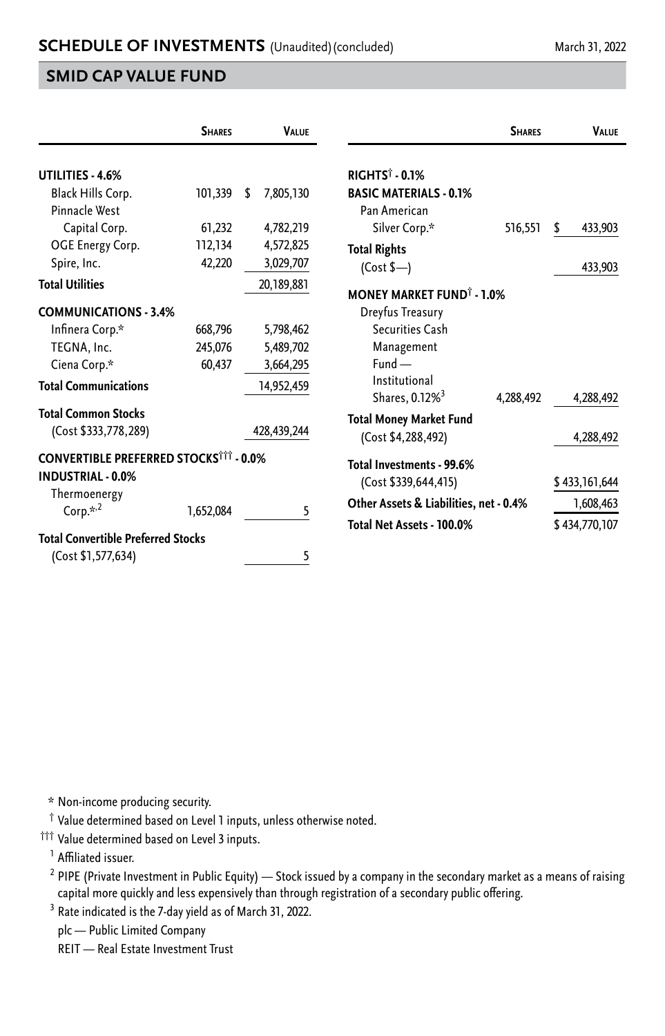## SCHEDULE OF INVESTMENTS (Unaudited) (concluded)

March 31, 2022

## SMID CAP VALUE FUND

| | Shares | Value |
|---|---|---|
| **UTILITIES - 4.6%** | | |
| Black Hills Corp. | 101,339 | $ 7,805,130 |
| Pinnacle West Capital Corp. | 61,232 | 4,782,219 |
| OGE Energy Corp. | 112,134 | 4,572,825 |
| Spire, Inc. | 42,220 | 3,029,707 |
| **Total Utilities** | | 20,189,881 |
| **COMMUNICATIONS - 3.4%** | | |
| Infinera Corp.* | 668,796 | 5,798,462 |
| TEGNA, Inc. | 245,076 | 5,489,702 |
| Ciena Corp.* | 60,437 | 3,664,295 |
| **Total Communications** | | 14,952,459 |
| **Total Common Stocks** (Cost $333,778,289) | | 428,439,244 |
| **CONVERTIBLE PREFERRED STOCKS††† - 0.0%** | | |
| **INDUSTRIAL - 0.0%** | | |
| Thermoenergy Corp.*,[2] | 1,652,084 | 5 |
| **Total Convertible Preferred Stocks** (Cost $1,577,634) | | 5 |
| **RIGHTS† - 0.1%** | | |
| **BASIC MATERIALS - 0.1%** | | |
| Pan American Silver Corp.* | 516,551 | $ 433,903 |
| **Total Rights** (Cost $—) | | 433,903 |
| **MONEY MARKET FUND† - 1.0%** | | |
| Dreyfus Treasury Securities Cash Management Fund — Institutional Shares, 0.12%[3] | 4,288,492 | 4,288,492 |
| **Total Money Market Fund** (Cost $4,288,492) | | 4,288,492 |
| **Total Investments - 99.6%** (Cost $339,644,415) | | $ 433,161,644 |
| **Other Assets & Liabilities, net - 0.4%** | | 1,608,463 |
| **Total Net Assets - 100.0%** | | $ 434,770,107 |

\* Non-income producing security.

† Value determined based on Level 1 inputs, unless otherwise noted.

††† Value determined based on Level 3 inputs.

[1] Affiliated issuer.

[2] PIPE (Private Investment in Public Equity) — Stock issued by a company in the secondary market as a means of raising capital more quickly and less expensively than through registration of a secondary public offering.

[3] Rate indicated is the 7-day yield as of March 31, 2022.

plc — Public Limited Company

REIT — Real Estate Investment Trust